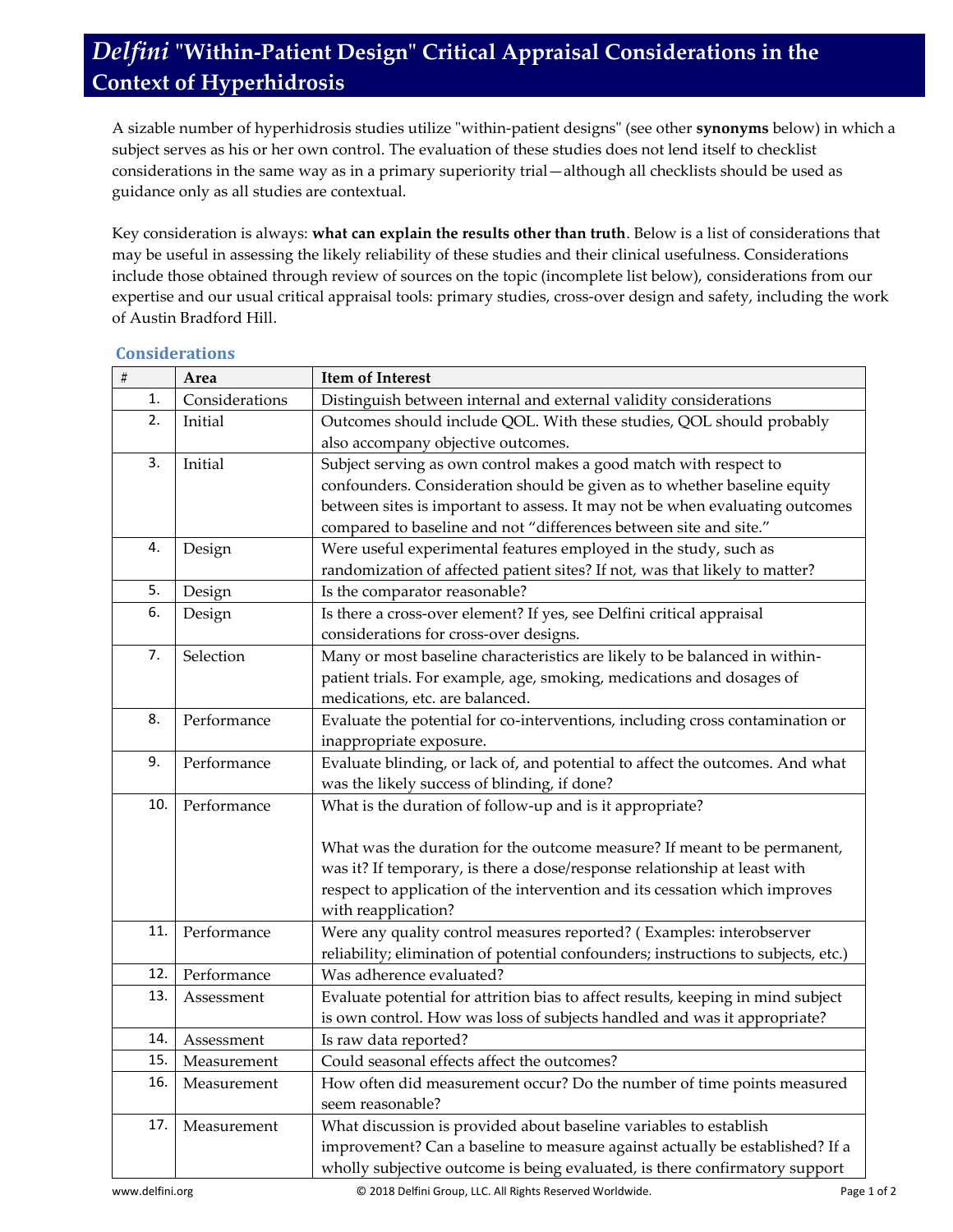# *Delfini* "Within-Patient Design" Critical Appraisal Considerations in the Context of Hyperhidrosis

A sizable number of hyperhidrosis studies utilize "within-patient designs" (see other **synonyms** below) in which a subject serves as his or her own control. The evaluation of these studies does not lend itself to checklist considerations in the same way as in a primary superiority trial—although all checklists should be used as guidance only as all studies are contextual.

Key consideration is always: **what can explain the results other than truth**. Below is a list of considerations that may be useful in assessing the likely reliability of these studies and their clinical usefulness. Considerations include those obtained through review of sources on the topic (incomplete list below), considerations from our expertise and our usual critical appraisal tools: primary studies, cross-over design and safety, including the work of Austin Bradford Hill.

## Considerations

| # | Area | Item of Interest |
|---|---|---|
| 1. | Considerations | Distinguish between internal and external validity considerations |
| 2. | Initial | Outcomes should include QOL. With these studies, QOL should probably also accompany objective outcomes. |
| 3. | Initial | Subject serving as own control makes a good match with respect to confounders. Consideration should be given as to whether baseline equity between sites is important to assess. It may not be when evaluating outcomes compared to baseline and not "differences between site and site." |
| 4. | Design | Were useful experimental features employed in the study, such as randomization of affected patient sites? If not, was that likely to matter? |
| 5. | Design | Is the comparator reasonable? |
| 6. | Design | Is there a cross-over element? If yes, see Delfini critical appraisal considerations for cross-over designs. |
| 7. | Selection | Many or most baseline characteristics are likely to be balanced in within-patient trials. For example, age, smoking, medications and dosages of medications, etc. are balanced. |
| 8. | Performance | Evaluate the potential for co-interventions, including cross contamination or inappropriate exposure. |
| 9. | Performance | Evaluate blinding, or lack of, and potential to affect the outcomes. And what was the likely success of blinding, if done? |
| 10. | Performance | What is the duration of follow-up and is it appropriate?<br><br>What was the duration for the outcome measure? If meant to be permanent, was it? If temporary, is there a dose/response relationship at least with respect to application of the intervention and its cessation which improves with reapplication? |
| 11. | Performance | Were any quality control measures reported? ( Examples: interobserver reliability; elimination of potential confounders; instructions to subjects, etc.) |
| 12. | Performance | Was adherence evaluated? |
| 13. | Assessment | Evaluate potential for attrition bias to affect results, keeping in mind subject is own control. How was loss of subjects handled and was it appropriate? |
| 14. | Assessment | Is raw data reported? |
| 15. | Measurement | Could seasonal effects affect the outcomes? |
| 16. | Measurement | How often did measurement occur? Do the number of time points measured seem reasonable? |
| 17. | Measurement | What discussion is provided about baseline variables to establish improvement? Can a baseline to measure against actually be established? If a wholly subjective outcome is being evaluated, is there confirmatory support |

www.delfini.org © 2018 Delfini Group, LLC. All Rights Reserved Worldwide.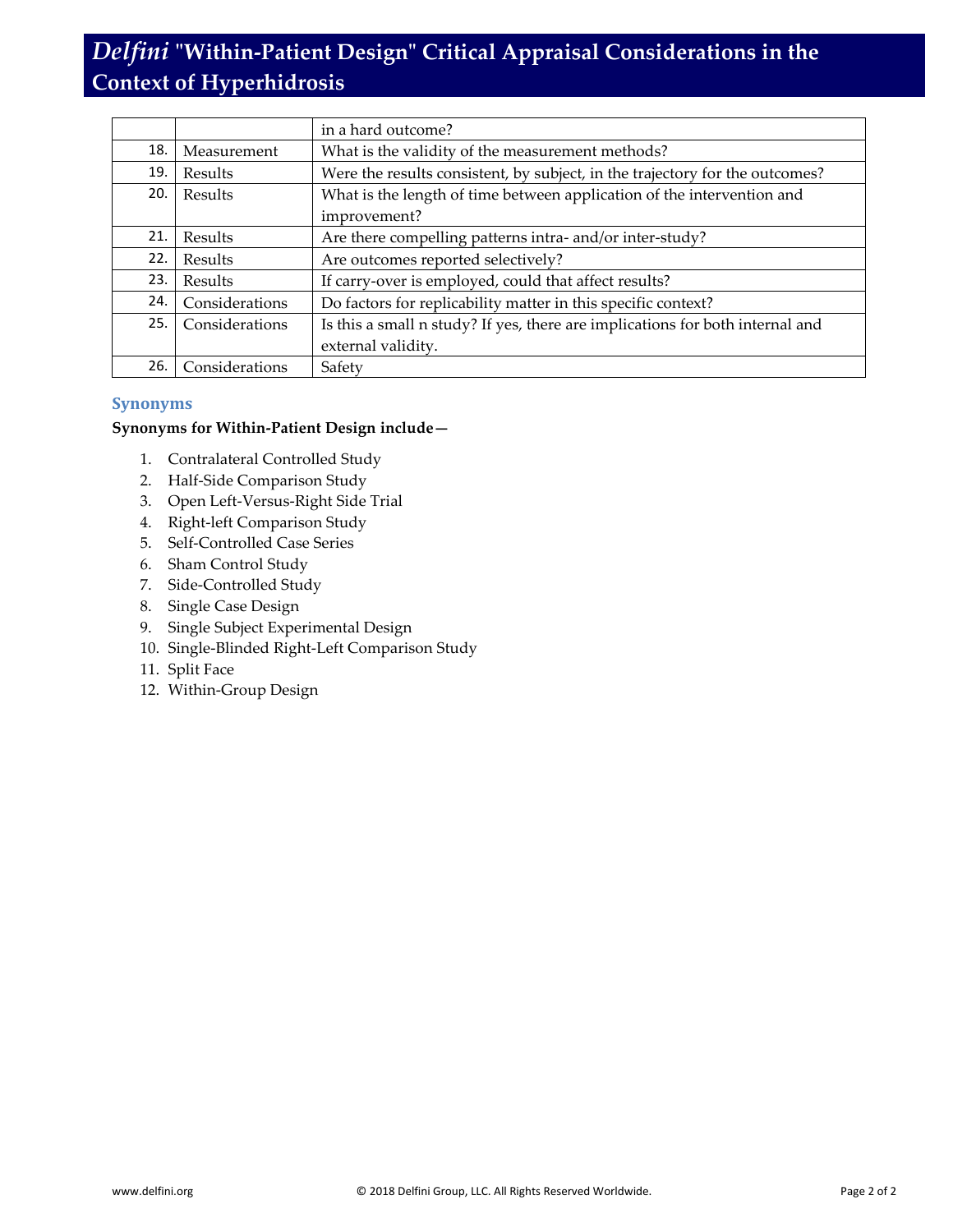# *Delfini* "Within-Patient Design" Critical Appraisal Considerations in the Context of Hyperhidrosis

| | | |
|---|---|---|
| | | in a hard outcome? |
| 18. | Measurement | What is the validity of the measurement methods? |
| 19. | Results | Were the results consistent, by subject, in the trajectory for the outcomes? |
| 20. | Results | What is the length of time between application of the intervention and improvement? |
| 21. | Results | Are there compelling patterns intra- and/or inter-study? |
| 22. | Results | Are outcomes reported selectively? |
| 23. | Results | If carry-over is employed, could that affect results? |
| 24. | Considerations | Do factors for replicability matter in this specific context? |
| 25. | Considerations | Is this a small n study? If yes, there are implications for both internal and external validity. |
| 26. | Considerations | Safety |

## Synonyms

**Synonyms for Within-Patient Design include—**

1. Contralateral Controlled Study
2. Half-Side Comparison Study
3. Open Left-Versus-Right Side Trial
4. Right-left Comparison Study
5. Self-Controlled Case Series
6. Sham Control Study
7. Side-Controlled Study
8. Single Case Design
9. Single Subject Experimental Design
10. Single-Blinded Right-Left Comparison Study
11. Split Face
12. Within-Group Design